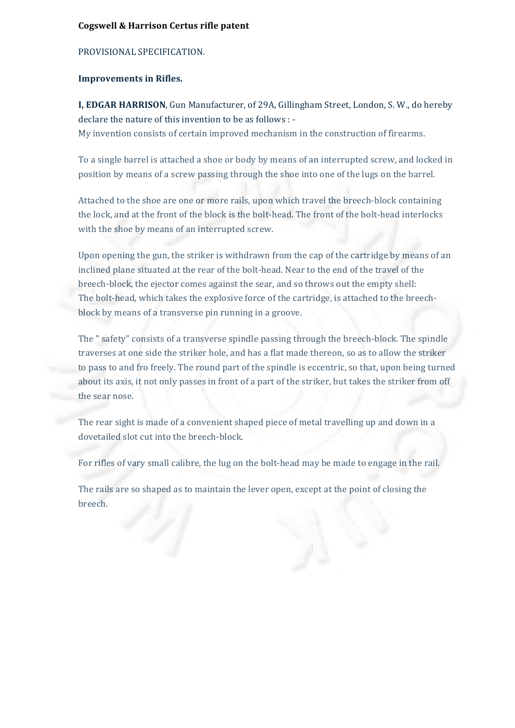**Cogswell & Harrison Certus rifle patent**

PROVISIONAL SPECIFICATION.

**Improvements in Rifles.**

**I, EDGAR HARRISON**, Gun Manufacturer, of 29A, Gillingham Street, London, S. W., do hereby declare the nature of this invention to be as follows : -
My invention consists of certain improved mechanism in the construction of firearms.

To a single barrel is attached a shoe or body by means of an interrupted screw, and locked in position by means of a screw passing through the shoe into one of the lugs on the barrel.

Attached to the shoe are one or more rails, upon which travel the breech-block containing the lock, and at the front of the block is the bolt-head. The front of the bolt-head interlocks with the shoe by means of an interrupted screw.

Upon opening the gun, the striker is withdrawn from the cap of the cartridge by means of an inclined plane situated at the rear of the bolt-head. Near to the end of the travel of the breech-block, the ejector comes against the sear, and so throws out the empty shell:
The bolt-head, which takes the explosive force of the cartridge, is attached to the breech-block by means of a transverse pin running in a groove.

The " safety" consists of a transverse spindle passing through the breech-block. The spindle traverses at one side the striker hole, and has a flat made thereon, so as to allow the striker to pass to and fro freely. The round part of the spindle is eccentric, so that, upon being turned about its axis, it not only passes in front of a part of the striker, but takes the striker from off the sear nose.

The rear sight is made of a convenient shaped piece of metal travelling up and down in a dovetailed slot cut into the breech-block.

For rifles of vary small calibre, the lug on the bolt-head may be made to engage in the rail.

The rails are so shaped as to maintain the lever open, except at the point of closing the breech.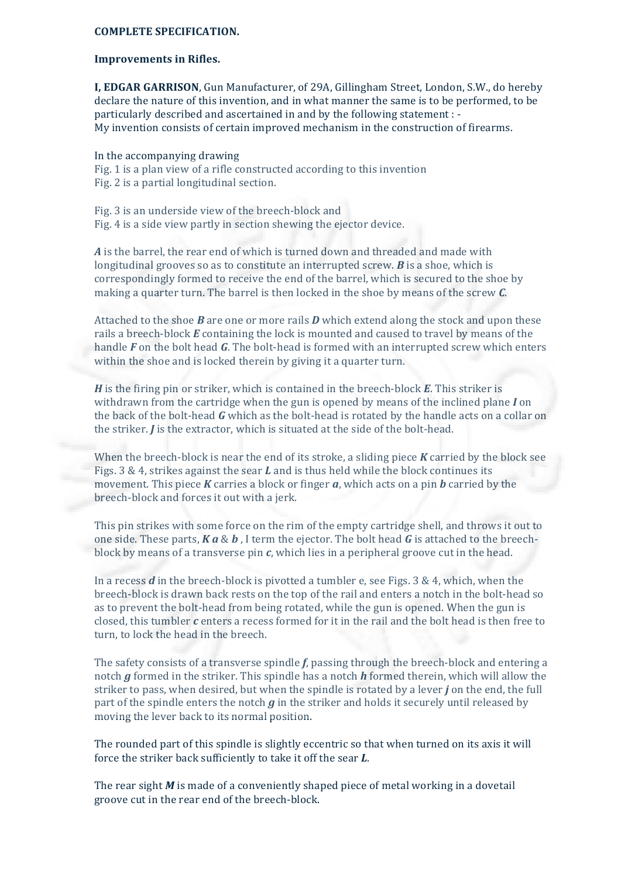**COMPLETE SPECIFICATION.**

**Improvements in Rifles.**

**I, EDGAR GARRISON**, Gun Manufacturer, of 29A, Gillingham Street, London, S.W., do hereby declare the nature of this invention, and in what manner the same is to be performed, to be particularly described and ascertained in and by the following statement : -
My invention consists of certain improved mechanism in the construction of firearms.

In the accompanying drawing
Fig. 1 is a plan view of a rifle constructed according to this invention
Fig. 2 is a partial longitudinal section.

Fig. 3 is an underside view of the breech-block and
Fig. 4 is a side view partly in section shewing the ejector device.

***A*** is the barrel, the rear end of which is turned down and threaded and made with longitudinal grooves so as to constitute an interrupted screw. ***B*** is a shoe, which is correspondingly formed to receive the end of the barrel, which is secured to the shoe by making a quarter turn. The barrel is then locked in the shoe by means of the screw ***C***.

Attached to the shoe ***B*** are one or more rails ***D*** which extend along the stock and upon these rails a breech-block ***E*** containing the lock is mounted and caused to travel by means of the handle ***F*** on the bolt head ***G***. The bolt-head is formed with an interrupted screw which enters within the shoe and is locked therein by giving it a quarter turn.

***H*** is the firing pin or striker, which is contained in the breech-block ***E***. This striker is withdrawn from the cartridge when the gun is opened by means of the inclined plane ***I*** on the back of the bolt-head ***G*** which as the bolt-head is rotated by the handle acts on a collar on the striker. ***J*** is the extractor, which is situated at the side of the bolt-head.

When the breech-block is near the end of its stroke, a sliding piece ***K*** carried by the block see Figs. 3 & 4, strikes against the sear ***L*** and is thus held while the block continues its movement. This piece ***K*** carries a block or finger ***a***, which acts on a pin ***b*** carried by the breech-block and forces it out with a jerk.

This pin strikes with some force on the rim of the empty cartridge shell, and throws it out to one side. These parts, ***K a*** & ***b*** , I term the ejector. The bolt head ***G*** is attached to the breech-block by means of a transverse pin ***c***, which lies in a peripheral groove cut in the head.

In a recess ***d*** in the breech-block is pivotted a tumbler e, see Figs. 3 & 4, which, when the breech-block is drawn back rests on the top of the rail and enters a notch in the bolt-head so as to prevent the bolt-head from being rotated, while the gun is opened. When the gun is closed, this tumbler ***c*** enters a recess formed for it in the rail and the bolt head is then free to turn, to lock the head in the breech.

The safety consists of a transverse spindle ***f***, passing through the breech-block and entering a notch ***g*** formed in the striker. This spindle has a notch ***h*** formed therein, which will allow the striker to pass, when desired, but when the spindle is rotated by a lever ***j*** on the end, the full part of the spindle enters the notch ***g*** in the striker and holds it securely until released by moving the lever back to its normal position.

The rounded part of this spindle is slightly eccentric so that when turned on its axis it will force the striker back sufficiently to take it off the sear ***L***.

The rear sight ***M*** is made of a conveniently shaped piece of metal working in a dovetail groove cut in the rear end of the breech-block.